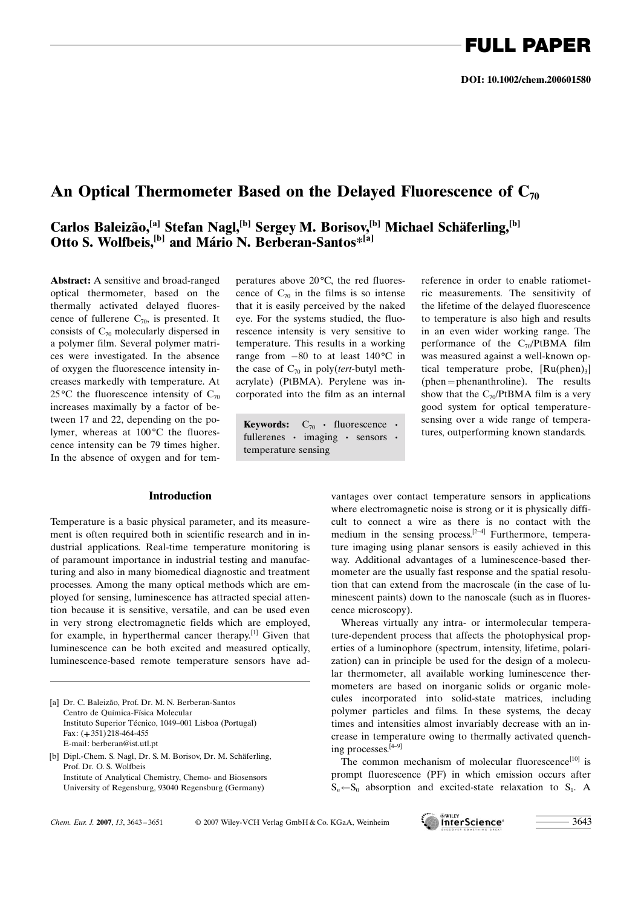FULL PAPER

DOI: 10.1002/chem.200601580

# An Optical Thermometer Based on the Delayed Fluorescence of $C_{70}$

**Carlos Baleizão,[a] Stefan Nagl,[b] Sergey M. Borisov,[b] Michael Schäferling,[b] Otto S. Wolfbeis,[b] and Mário N. Berberan-Santos*[a]**

**Abstract:** A sensitive and broad-ranged optical thermometer, based on the thermally activated delayed fluorescence of fullerene $C_{70}$, is presented. It consists of $C_{70}$ molecularly dispersed in a polymer film. Several polymer matrices were investigated. In the absence of oxygen the fluorescence intensity increases markedly with temperature. At 25 °C the fluorescence intensity of $C_{70}$ increases maximally by a factor of between 17 and 22, depending on the polymer, whereas at 100 °C the fluorescence intensity can be 79 times higher. In the absence of oxygen and for temperatures above 20 °C, the red fluorescence of $C_{70}$ in the films is so intense that it is easily perceived by the naked eye. For the systems studied, the fluorescence intensity is very sensitive to temperature. This results in a working range from −80 to at least 140 °C in the case of $C_{70}$ in poly(*tert*-butyl methacrylate) (PtBMA). Perylene was incorporated into the film as an internal reference in order to enable ratiometric measurements. The sensitivity of the lifetime of the delayed fluorescence to temperature is also high and results in an even wider working range. The performance of the $C_{70}$/PtBMA film was measured against a well-known optical temperature probe, $[Ru(phen)_3]$ (phen = phenanthroline). The results show that the $C_{70}$/PtBMA film is a very good system for optical temperature-sensing over a wide range of temperatures, outperforming known standards.

**Keywords:** $C_{70}$ · fluorescence · fullerenes · imaging · sensors · temperature sensing

## Introduction

Temperature is a basic physical parameter, and its measurement is often required both in scientific research and in industrial applications. Real-time temperature monitoring is of paramount importance in industrial testing and manufacturing and also in many biomedical diagnostic and treatment processes. Among the many optical methods which are employed for sensing, luminescence has attracted special attention because it is sensitive, versatile, and can be used even in very strong electromagnetic fields which are employed, for example, in hyperthermal cancer therapy.[1] Given that luminescence can be both excited and measured optically, luminescence-based remote temperature sensors have advantages over contact temperature sensors in applications where electromagnetic noise is strong or it is physically difficult to connect a wire as there is no contact with the medium in the sensing process.[2–4] Furthermore, temperature imaging using planar sensors is easily achieved in this way. Additional advantages of a luminescence-based thermometer are the usually fast response and the spatial resolution that can extend from the macroscale (in the case of luminescent paints) down to the nanoscale (such as in fluorescence microscopy).

Whereas virtually any intra- or intermolecular temperature-dependent process that affects the photophysical properties of a luminophore (spectrum, intensity, lifetime, polarization) can in principle be used for the design of a molecular thermometer, all available working luminescence thermometers are based on inorganic solids or organic molecules incorporated into solid-state matrices, including polymer particles and films. In these systems, the decay times and intensities almost invariably decrease with an increase in temperature owing to thermally activated quenching processes.[4–9]

The common mechanism of molecular fluorescence[10] is prompt fluorescence (PF) in which emission occurs after $S_n \leftarrow S_0$ absorption and excited-state relaxation to $S_1$. A

[a] Dr. C. Baleizão, Prof. Dr. M. N. Berberan-Santos
Centro de Química-Física Molecular
Instituto Superior Técnico, 1049–001 Lisboa (Portugal)
Fax: (+351) 218-464-455
E-mail: berberan@ist.utl.pt

[b] Dipl.-Chem. S. Nagl, Dr. S. M. Borisov, Dr. M. Schäferling,
Prof. Dr. O. S. Wolfbeis
Institute of Analytical Chemistry, Chemo- and Biosensors
University of Regensburg, 93040 Regensburg (Germany)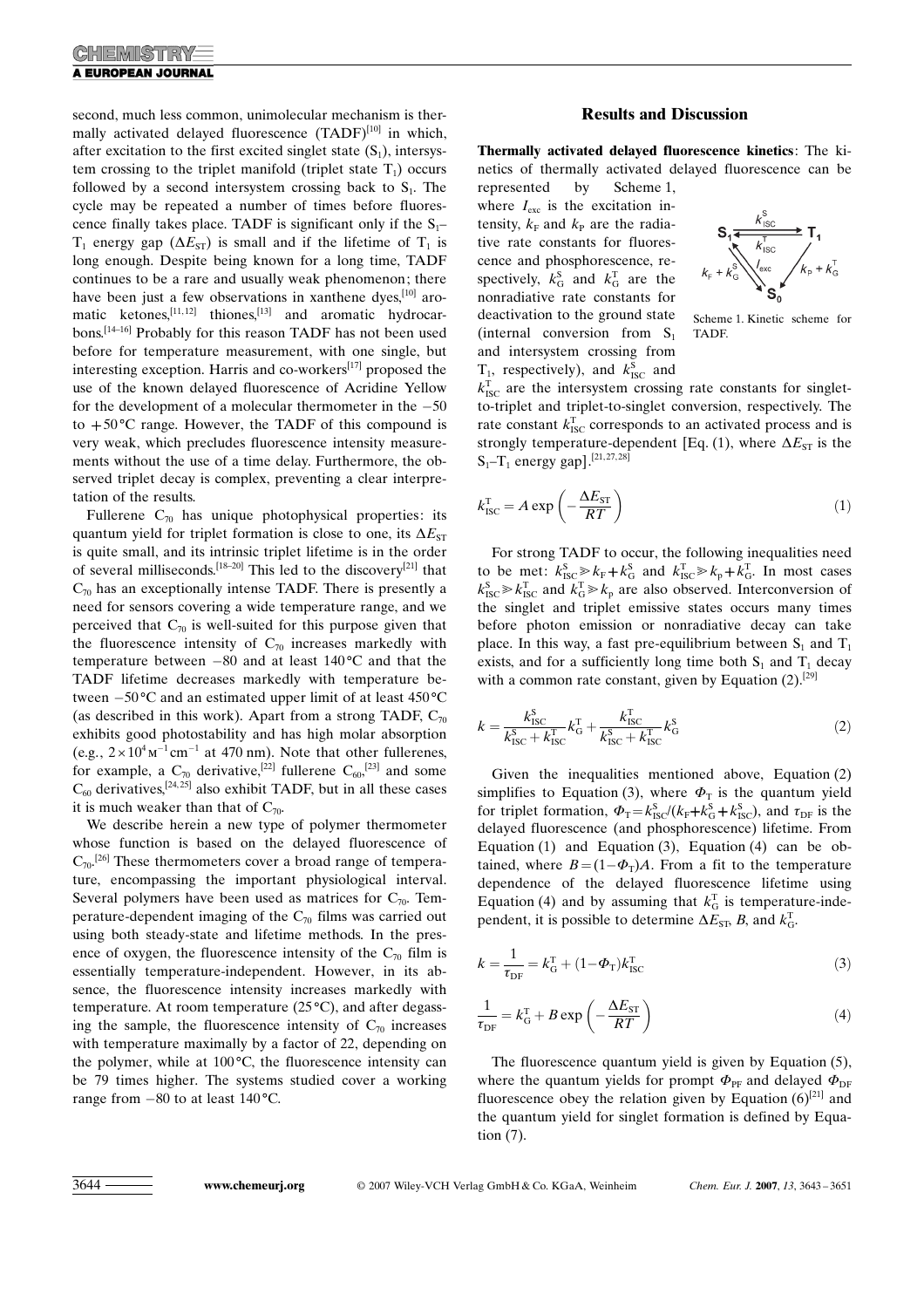second, much less common, unimolecular mechanism is thermally activated delayed fluorescence (TADF)[10] in which, after excitation to the first excited singlet state ($S_1$), intersystem crossing to the triplet manifold (triplet state $T_1$) occurs followed by a second intersystem crossing back to $S_1$. The cycle may be repeated a number of times before fluorescence finally takes place. TADF is significant only if the $S_1$–$T_1$ energy gap ($\Delta E_{ST}$) is small and if the lifetime of $T_1$ is long enough. Despite being known for a long time, TADF continues to be a rare and usually weak phenomenon; there have been just a few observations in xanthene dyes,[10] aromatic ketones,[11,12] thiones,[13] and aromatic hydrocarbons.[14–16] Probably for this reason TADF has not been used before for temperature measurement, with one single, but interesting exception. Harris and co-workers[17] proposed the use of the known delayed fluorescence of Acridine Yellow for the development of a molecular thermometer in the −50 to +50 °C range. However, the TADF of this compound is very weak, which precludes fluorescence intensity measurements without the use of a time delay. Furthermore, the observed triplet decay is complex, preventing a clear interpretation of the results.

Fullerene $C_{70}$ has unique photophysical properties: its quantum yield for triplet formation is close to one, its $\Delta E_{ST}$ is quite small, and its intrinsic triplet lifetime is in the order of several milliseconds.[18–20] This led to the discovery[21] that $C_{70}$ has an exceptionally intense TADF. There is presently a need for sensors covering a wide temperature range, and we perceived that $C_{70}$ is well-suited for this purpose given that the fluorescence intensity of $C_{70}$ increases markedly with temperature between −80 and at least 140 °C and that the TADF lifetime decreases markedly with temperature between −50 °C and an estimated upper limit of at least 450 °C (as described in this work). Apart from a strong TADF, $C_{70}$ exhibits good photostability and has high molar absorption (e.g., $2\times10^4\,\text{M}^{-1}\text{cm}^{-1}$ at 470 nm). Note that other fullerenes, for example, a $C_{70}$ derivative,[22] fullerene $C_{60}$,[23] and some $C_{60}$ derivatives,[24,25] also exhibit TADF, but in all these cases it is much weaker than that of $C_{70}$.

We describe herein a new type of polymer thermometer whose function is based on the delayed fluorescence of $C_{70}$.[26] These thermometers cover a broad range of temperature, encompassing the important physiological interval. Several polymers have been used as matrices for $C_{70}$. Temperature-dependent imaging of the $C_{70}$ films was carried out using both steady-state and lifetime methods. In the presence of oxygen, the fluorescence intensity of the $C_{70}$ film is essentially temperature-independent. However, in its absence, the fluorescence intensity increases markedly with temperature. At room temperature (25 °C), and after degassing the sample, the fluorescence intensity of $C_{70}$ increases with temperature maximally by a factor of 22, depending on the polymer, while at 100 °C, the fluorescence intensity can be 79 times higher. The systems studied cover a working range from −80 to at least 140 °C.

## Results and Discussion

**Thermally activated delayed fluorescence kinetics**: The kinetics of thermally activated delayed fluorescence can be represented by Scheme 1, where $I_{exc}$ is the excitation intensity, $k_F$ and $k_P$ are the radiative rate constants for fluorescence and phosphorescence, respectively, $k_G^S$ and $k_G^T$ are the nonradiative rate constants for deactivation to the ground state (internal conversion from $S_1$ and intersystem crossing from $T_1$, respectively), and $k_{ISC}^S$ and $k_{ISC}^T$ are the intersystem crossing rate constants for singlet-to-triplet and triplet-to-singlet conversion, respectively. The rate constant $k_{ISC}^T$ corresponds to an activated process and is strongly temperature-dependent [Eq. (1), where $\Delta E_{ST}$ is the $S_1$–$T_1$ energy gap].[21,27,28]

Scheme 1. Kinetic scheme for TADF.

$$k_{ISC}^T = A \exp\left(-\frac{\Delta E_{ST}}{RT}\right) \quad (1)$$

For strong TADF to occur, the following inequalities need to be met: $k_{ISC}^S \gg k_F + k_G^S$ and $k_{ISC}^T \gg k_p + k_G^T$. In most cases $k_{ISC}^S \gg k_{ISC}^T$ and $k_G^T \gg k_p$ are also observed. Interconversion of the singlet and triplet emissive states occurs many times before photon emission or nonradiative decay can take place. In this way, a fast pre-equilibrium between $S_1$ and $T_1$ exists, and for a sufficiently long time both $S_1$ and $T_1$ decay with a common rate constant, given by Equation (2).[29]

$$k = \frac{k_{ISC}^S}{k_{ISC}^S + k_{ISC}^T} k_G^T + \frac{k_{ISC}^T}{k_{ISC}^S + k_{ISC}^T} k_G^S \quad (2)$$

Given the inequalities mentioned above, Equation (2) simplifies to Equation (3), where $\Phi_T$ is the quantum yield for triplet formation, $\Phi_T = k_{ISC}^S/(k_F + k_G^S + k_{ISC}^S)$, and $\tau_{DF}$ is the delayed fluorescence (and phosphorescence) lifetime. From Equation (1) and Equation (3), Equation (4) can be obtained, where $B = (1-\Phi_T)A$. From a fit to the temperature dependence of the delayed fluorescence lifetime using Equation (4) and by assuming that $k_G^T$ is temperature-independent, it is possible to determine $\Delta E_{ST}$, $B$, and $k_G^T$.

$$k = \frac{1}{\tau_{DF}} = k_G^T + (1-\Phi_T) k_{ISC}^T \quad (3)$$

$$\frac{1}{\tau_{DF}} = k_G^T + B \exp\left(-\frac{\Delta E_{ST}}{RT}\right) \quad (4)$$

The fluorescence quantum yield is given by Equation (5), where the quantum yields for prompt $\Phi_{PF}$ and delayed $\Phi_{DF}$ fluorescence obey the relation given by Equation (6)[21] and the quantum yield for singlet formation is defined by Equation (7).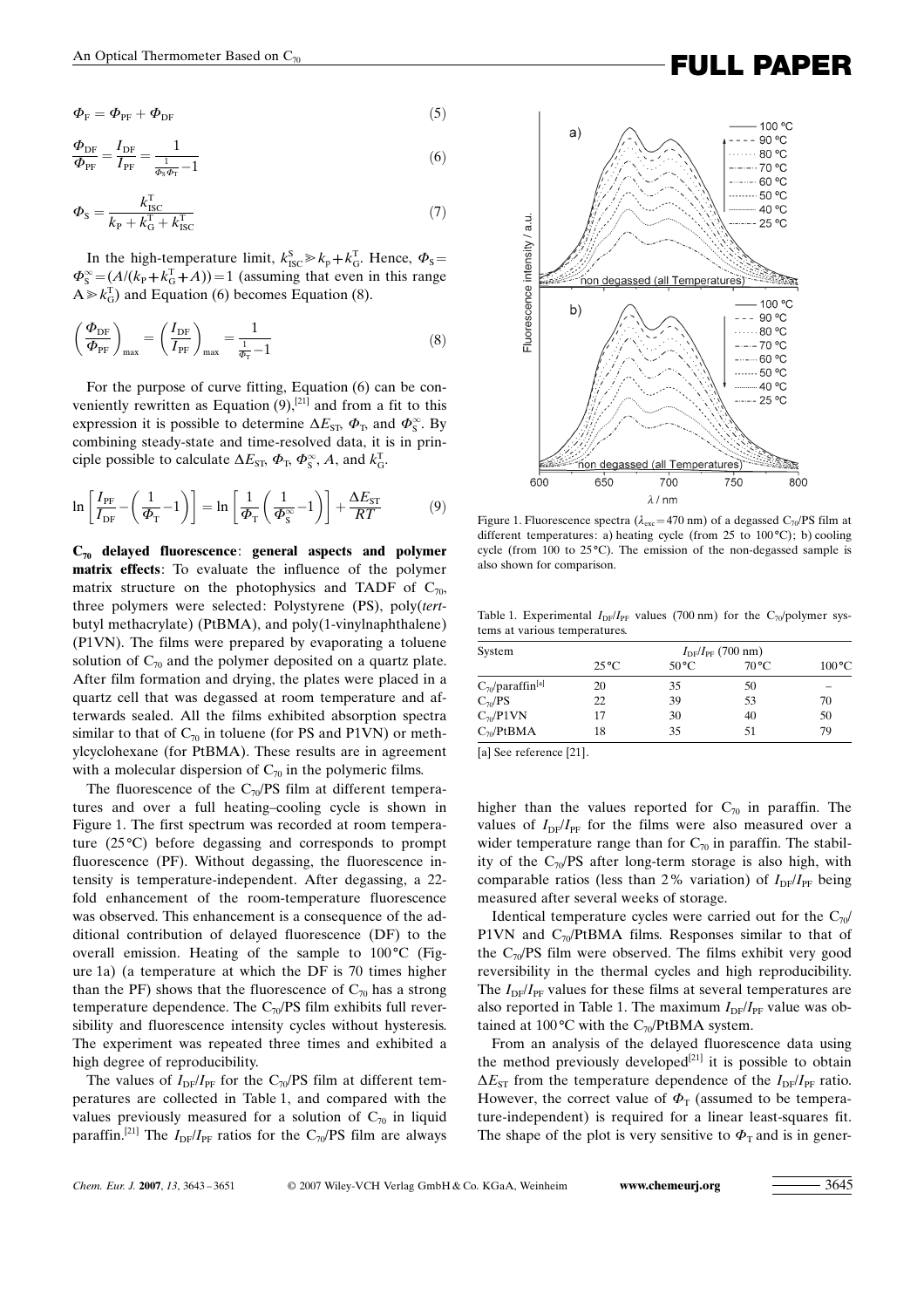$$\Phi_F = \Phi_{PF} + \Phi_{DF} \tag{5}$$

$$\frac{\Phi_{DF}}{\Phi_{PF}} = \frac{I_{DF}}{I_{PF}} = \frac{1}{\frac{1}{\Phi_S \Phi_T} - 1} \tag{6}$$

$$\Phi_S = \frac{k_{ISC}^T}{k_P + k_G^T + k_{ISC}^T} \tag{7}$$

In the high-temperature limit, $k_{ISC}^S \gg k_p + k_G^T$. Hence, $\Phi_S = \Phi_S^\infty = (A/(k_P + k_G^T + A)) = 1$ (assuming that even in this range $A \gg k_G^T$) and Equation (6) becomes Equation (8).

$$\left(\frac{\Phi_{DF}}{\Phi_{PF}}\right)_{max} = \left(\frac{I_{DF}}{I_{PF}}\right)_{max} = \frac{1}{\frac{1}{\Phi_T} - 1} \tag{8}$$

For the purpose of curve fitting, Equation (6) can be conveniently rewritten as Equation (9),[21] and from a fit to this expression it is possible to determine $\Delta E_{ST}$, $\Phi_T$, and $\Phi_S^\infty$. By combining steady-state and time-resolved data, it is in principle possible to calculate $\Delta E_{ST}$, $\Phi_T$, $\Phi_S^\infty$, $A$, and $k_G^T$.

$$\ln\left[\frac{I_{PF}}{I_{DF}} - \left(\frac{1}{\Phi_T} - 1\right)\right] = \ln\left[\frac{1}{\Phi_T}\left(\frac{1}{\Phi_S^\infty} - 1\right)\right] + \frac{\Delta E_{ST}}{RT} \tag{9}$$

**$C_{70}$ delayed fluorescence: general aspects and polymer matrix effects**: To evaluate the influence of the polymer matrix structure on the photophysics and TADF of $C_{70}$, three polymers were selected: Polystyrene (PS), poly(*tert*-butyl methacrylate) (PtBMA), and poly(1-vinylnaphthalene) (P1VN). The films were prepared by evaporating a toluene solution of $C_{70}$ and the polymer deposited on a quartz plate. After film formation and drying, the plates were placed in a quartz cell that was degassed at room temperature and afterwards sealed. All the films exhibited absorption spectra similar to that of $C_{70}$ in toluene (for PS and P1VN) or methylcyclohexane (for PtBMA). These results are in agreement with a molecular dispersion of $C_{70}$ in the polymeric films.

The fluorescence of the $C_{70}$/PS film at different temperatures and over a full heating–cooling cycle is shown in Figure 1. The first spectrum was recorded at room temperature (25 °C) before degassing and corresponds to prompt fluorescence (PF). Without degassing, the fluorescence intensity is temperature-independent. After degassing, a 22-fold enhancement of the room-temperature fluorescence was observed. This enhancement is a consequence of the additional contribution of delayed fluorescence (DF) to the overall emission. Heating of the sample to 100 °C (Figure 1a) (a temperature at which the DF is 70 times higher than the PF) shows that the fluorescence of $C_{70}$ has a strong temperature dependence. The $C_{70}$/PS film exhibits full reversibility and fluorescence intensity cycles without hysteresis. The experiment was repeated three times and exhibited a high degree of reproducibility.

The values of $I_{DF}/I_{PF}$ for the $C_{70}$/PS film at different temperatures are collected in Table 1, and compared with the values previously measured for a solution of $C_{70}$ in liquid paraffin.[21] The $I_{DF}/I_{PF}$ ratios for the $C_{70}$/PS film are always higher than the values reported for $C_{70}$ in paraffin. The values of $I_{DF}/I_{PF}$ for the films were also measured over a wider temperature range than for $C_{70}$ in paraffin. The stability of the $C_{70}$/PS after long-term storage is also high, with comparable ratios (less than 2% variation) of $I_{DF}/I_{PF}$ being measured after several weeks of storage.

Figure 1. Fluorescence spectra ($\lambda_{exc}$ = 470 nm) of a degassed $C_{70}$/PS film at different temperatures: a) heating cycle (from 25 to 100 °C); b) cooling cycle (from 100 to 25 °C). The emission of the non-degassed sample is also shown for comparison.

Table 1. Experimental $I_{DF}/I_{PF}$ values (700 nm) for the $C_{70}$/polymer systems at various temperatures.

| System | $I_{DF}/I_{PF}$ (700 nm) | | | |
|---|---|---|---|---|
| | 25 °C | 50 °C | 70 °C | 100 °C |
| $C_{70}$/paraffin[a] | 20 | 35 | 50 | – |
| $C_{70}$/PS | 22 | 39 | 53 | 70 |
| $C_{70}$/P1VN | 17 | 30 | 40 | 50 |
| $C_{70}$/PtBMA | 18 | 35 | 51 | 79 |

[a] See reference [21].

Identical temperature cycles were carried out for the $C_{70}$/P1VN and $C_{70}$/PtBMA films. Responses similar to that of the $C_{70}$/PS film were observed. The films exhibit very good reversibility in the thermal cycles and high reproducibility. The $I_{DF}/I_{PF}$ values for these films at several temperatures are also reported in Table 1. The maximum $I_{DF}/I_{PF}$ value was obtained at 100 °C with the $C_{70}$/PtBMA system.

From an analysis of the delayed fluorescence data using the method previously developed[21] it is possible to obtain $\Delta E_{ST}$ from the temperature dependence of the $I_{DF}/I_{PF}$ ratio. However, the correct value of $\Phi_T$ (assumed to be temperature-independent) is required for a linear least-squares fit. The shape of the plot is very sensitive to $\Phi_T$ and is in gener-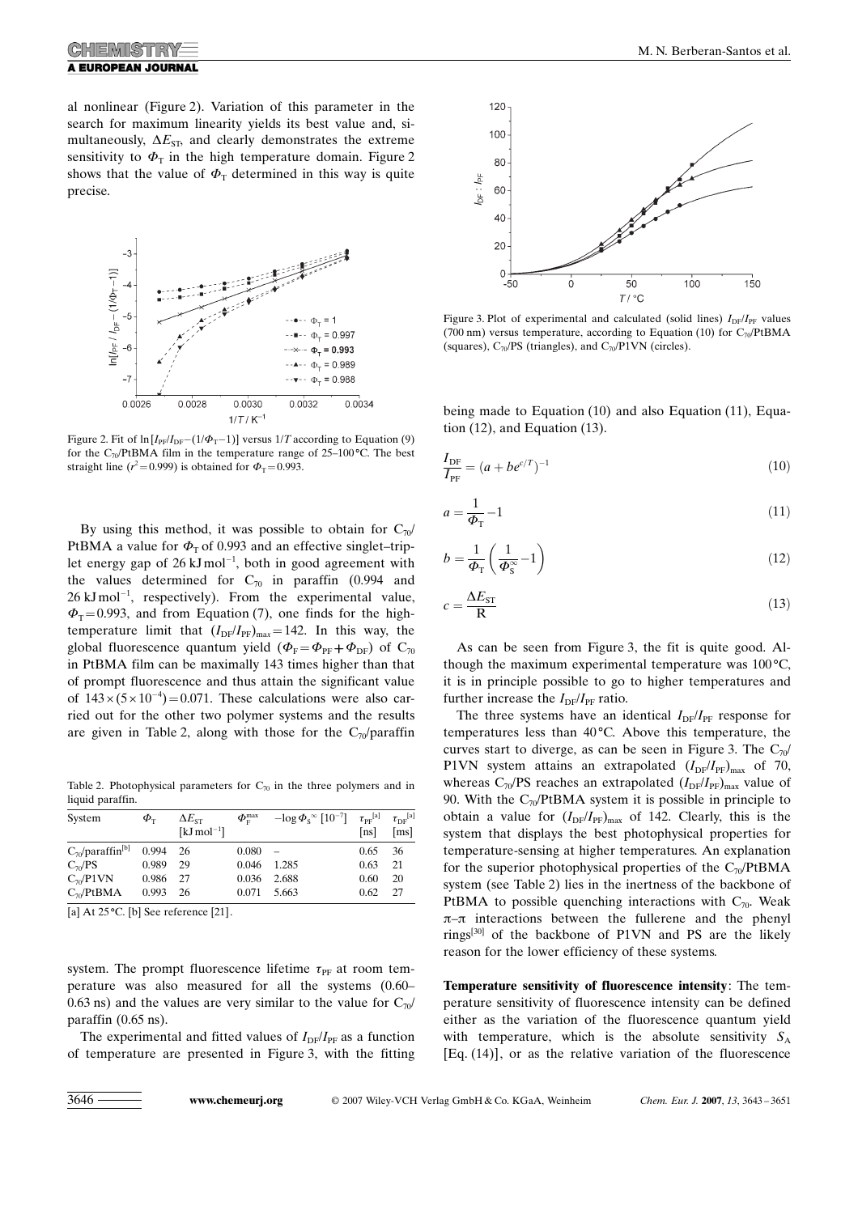al nonlinear (Figure 2). Variation of this parameter in the search for maximum linearity yields its best value and, simultaneously, $\Delta E_{ST}$, and clearly demonstrates the extreme sensitivity to $\Phi_T$ in the high temperature domain. Figure 2 shows that the value of $\Phi_T$ determined in this way is quite precise.

Figure 2. Fit of $\ln[I_{PF}/I_{DF}-(1/\Phi_T-1)]$ versus $1/T$ according to Equation (9) for the $C_{70}$/PtBMA film in the temperature range of 25–100 °C. The best straight line ($r^2=0.999$) is obtained for $\Phi_T=0.993$.

By using this method, it was possible to obtain for $C_{70}$/PtBMA a value for $\Phi_T$ of 0.993 and an effective singlet–triplet energy gap of 26 kJ mol$^{-1}$, both in good agreement with the values determined for $C_{70}$ in paraffin (0.994 and 26 kJ mol$^{-1}$, respectively). From the experimental value, $\Phi_T=0.993$, and from Equation (7), one finds for the high-temperature limit that $(I_{DF}/I_{PF})_{max}=142$. In this way, the global fluorescence quantum yield ($\Phi_F=\Phi_{PF}+\Phi_{DF}$) of $C_{70}$ in PtBMA film can be maximally 143 times higher than that of prompt fluorescence and thus attain the significant value of $143\times(5\times10^{-4})=0.071$. These calculations were also carried out for the other two polymer systems and the results are given in Table 2, along with those for the $C_{70}$/paraffin system. The prompt fluorescence lifetime $\tau_{PF}$ at room temperature was also measured for all the systems (0.60–0.63 ns) and the values are very similar to the value for $C_{70}$/paraffin (0.65 ns).

Table 2. Photophysical parameters for $C_{70}$ in the three polymers and in liquid paraffin.

| System | $\Phi_T$ | $\Delta E_{ST}$ [kJ mol$^{-1}$] | $\Phi_F^{max}$ | $-\log \Phi_S^{\infty}$ [$10^{-7}$] | $\tau_{PF}$[a] [ns] | $\tau_{DF}$[a] [ms] |
|---|---|---|---|---|---|---|
| $C_{70}$/paraffin[b] | 0.994 | 26 | 0.080 | – | 0.65 | 36 |
| $C_{70}$/PS | 0.989 | 29 | 0.046 | 1.285 | 0.63 | 21 |
| $C_{70}$/P1VN | 0.986 | 27 | 0.036 | 2.688 | 0.60 | 20 |
| $C_{70}$/PtBMA | 0.993 | 26 | 0.071 | 5.663 | 0.62 | 27 |

[a] At 25 °C. [b] See reference [21].

The experimental and fitted values of $I_{DF}/I_{PF}$ as a function of temperature are presented in Figure 3, with the fitting being made to Equation (10) and also Equation (11), Equation (12), and Equation (13).

Figure 3. Plot of experimental and calculated (solid lines) $I_{DF}/I_{PF}$ values (700 nm) versus temperature, according to Equation (10) for $C_{70}$/PtBMA (squares), $C_{70}$/PS (triangles), and $C_{70}$/P1VN (circles).

$$\frac{I_{DF}}{I_{PF}}=(a+be^{c/T})^{-1} \tag{10}$$

$$a=\frac{1}{\Phi_T}-1 \tag{11}$$

$$b=\frac{1}{\Phi_T}\left(\frac{1}{\Phi_S^{\infty}}-1\right) \tag{12}$$

$$c=\frac{\Delta E_{ST}}{R} \tag{13}$$

As can be seen from Figure 3, the fit is quite good. Although the maximum experimental temperature was 100 °C, it is in principle possible to go to higher temperatures and further increase the $I_{DF}/I_{PF}$ ratio.

The three systems have an identical $I_{DF}/I_{PF}$ response for temperatures less than 40 °C. Above this temperature, the curves start to diverge, as can be seen in Figure 3. The $C_{70}$/P1VN system attains an extrapolated $(I_{DF}/I_{PF})_{max}$ of 70, whereas $C_{70}$/PS reaches an extrapolated $(I_{DF}/I_{PF})_{max}$ value of 90. With the $C_{70}$/PtBMA system it is possible in principle to obtain a value for $(I_{DF}/I_{PF})_{max}$ of 142. Clearly, this is the system that displays the best photophysical properties for temperature-sensing at higher temperatures. An explanation for the superior photophysical properties of the $C_{70}$/PtBMA system (see Table 2) lies in the inertness of the backbone of PtBMA to possible quenching interactions with $C_{70}$. Weak π–π interactions between the fullerene and the phenyl rings[30] of the backbone of P1VN and PS are the likely reason for the lower efficiency of these systems.

**Temperature sensitivity of fluorescence intensity**: The temperature sensitivity of fluorescence intensity can be defined either as the variation of the fluorescence quantum yield with temperature, which is the absolute sensitivity $S_A$ [Eq. (14)], or as the relative variation of the fluorescence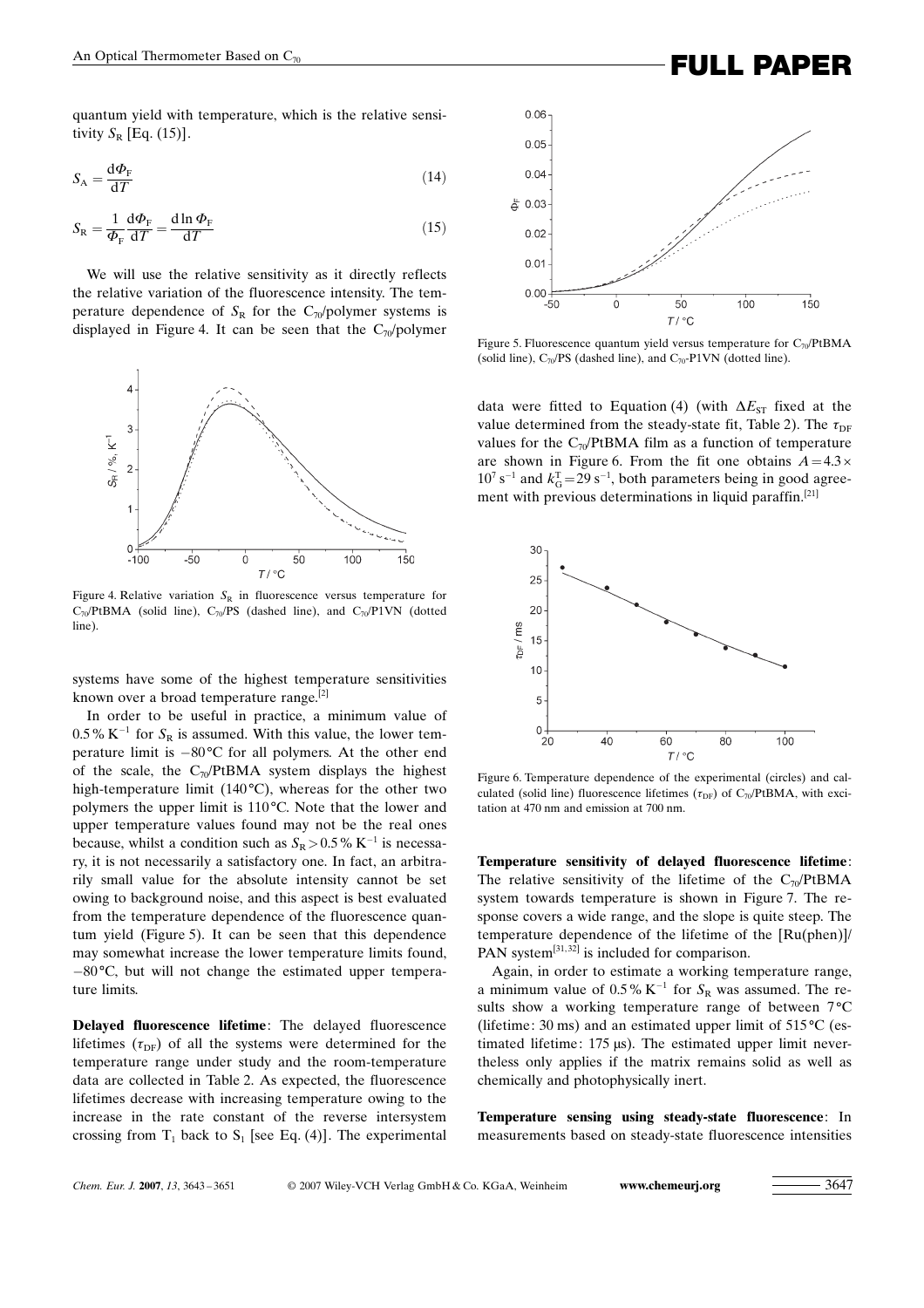quantum yield with temperature, which is the relative sensitivity $S_R$ [Eq. (15)].

$$S_A = \frac{d\Phi_F}{dT} \tag{14}$$

$$S_R = \frac{1}{\Phi_F}\frac{d\Phi_F}{dT} = \frac{d\ln\Phi_F}{dT} \tag{15}$$

We will use the relative sensitivity as it directly reflects the relative variation of the fluorescence intensity. The temperature dependence of $S_R$ for the $C_{70}$/polymer systems is displayed in Figure 4. It can be seen that the $C_{70}$/polymer systems have some of the highest temperature sensitivities known over a broad temperature range.[2]

Figure 4. Relative variation $S_R$ in fluorescence versus temperature for $C_{70}$/PtBMA (solid line), $C_{70}$/PS (dashed line), and $C_{70}$/P1VN (dotted line).

In order to be useful in practice, a minimum value of 0.5 % $K^{-1}$ for $S_R$ is assumed. With this value, the lower temperature limit is −80 °C for all polymers. At the other end of the scale, the $C_{70}$/PtBMA system displays the highest high-temperature limit (140 °C), whereas for the other two polymers the upper limit is 110 °C. Note that the lower and upper temperature values found may not be the real ones because, whilst a condition such as $S_R > 0.5\,\%\,K^{-1}$ is necessary, it is not necessarily a satisfactory one. In fact, an arbitrarily small value for the absolute intensity cannot be set owing to background noise, and this aspect is best evaluated from the temperature dependence of the fluorescence quantum yield (Figure 5). It can be seen that this dependence may somewhat increase the lower temperature limits found, −80 °C, but will not change the estimated upper temperature limits.

Figure 5. Fluorescence quantum yield versus temperature for $C_{70}$/PtBMA (solid line), $C_{70}$/PS (dashed line), and $C_{70}$-P1VN (dotted line).

**Delayed fluorescence lifetime**: The delayed fluorescence lifetimes ($\tau_{DF}$) of all the systems were determined for the temperature range under study and the room-temperature data are collected in Table 2. As expected, the fluorescence lifetimes decrease with increasing temperature owing to the increase in the rate constant of the reverse intersystem crossing from $T_1$ back to $S_1$ [see Eq. (4)]. The experimental data were fitted to Equation (4) (with $\Delta E_{ST}$ fixed at the value determined from the steady-state fit, Table 2). The $\tau_{DF}$ values for the $C_{70}$/PtBMA film as a function of temperature are shown in Figure 6. From the fit one obtains $A = 4.3 \times 10^7\,s^{-1}$ and $k_G^T = 29\,s^{-1}$, both parameters being in good agreement with previous determinations in liquid paraffin.[21]

Figure 6. Temperature dependence of the experimental (circles) and calculated (solid line) fluorescence lifetimes ($\tau_{DF}$) of $C_{70}$/PtBMA, with excitation at 470 nm and emission at 700 nm.

**Temperature sensitivity of delayed fluorescence lifetime**: The relative sensitivity of the lifetime of the $C_{70}$/PtBMA system towards temperature is shown in Figure 7. The response covers a wide range, and the slope is quite steep. The temperature dependence of the lifetime of the [Ru(phen)]/PAN system[31,32] is included for comparison.

Again, in order to estimate a working temperature range, a minimum value of 0.5 % $K^{-1}$ for $S_R$ was assumed. The results show a working temperature range of between 7 °C (lifetime: 30 ms) and an estimated upper limit of 515 °C (estimated lifetime: 175 μs). The estimated upper limit nevertheless only applies if the matrix remains solid as well as chemically and photophysically inert.

**Temperature sensing using steady-state fluorescence**: In measurements based on steady-state fluorescence intensities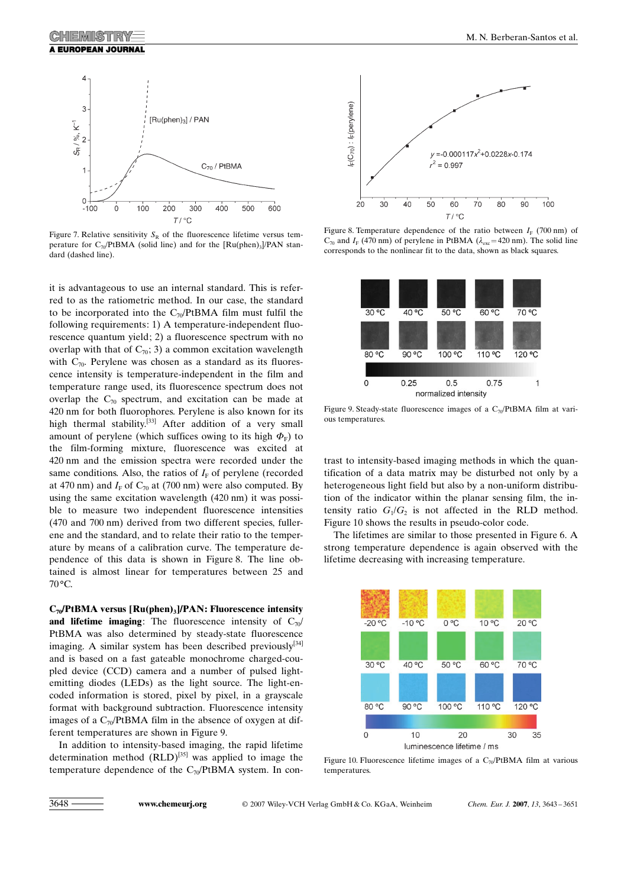Figure 7. Relative sensitivity $S_R$ of the fluorescence lifetime versus temperature for $C_{70}$/PtBMA (solid line) and for the [Ru(phen)$_3$]/PAN standard (dashed line).

Figure 8. Temperature dependence of the ratio between $I_F$ (700 nm) of $C_{70}$ and $I_F$ (470 nm) of perylene in PtBMA ($\lambda_{exc}$ = 420 nm). The solid line corresponds to the nonlinear fit to the data, shown as black squares.

it is advantageous to use an internal standard. This is referred to as the ratiometric method. In our case, the standard to be incorporated into the $C_{70}$/PtBMA film must fulfil the following requirements: 1) A temperature-independent fluorescence quantum yield; 2) a fluorescence spectrum with no overlap with that of $C_{70}$; 3) a common excitation wavelength with $C_{70}$. Perylene was chosen as a standard as its fluorescence intensity is temperature-independent in the film and temperature range used, its fluorescence spectrum does not overlap the $C_{70}$ spectrum, and excitation can be made at 420 nm for both fluorophores. Perylene is also known for its high thermal stability.[33] After addition of a very small amount of perylene (which suffices owing to its high $\Phi_F$) to the film-forming mixture, fluorescence was excited at 420 nm and the emission spectra were recorded under the same conditions. Also, the ratios of $I_F$ of perylene (recorded at 470 nm) and $I_F$ of $C_{70}$ at (700 nm) were also computed. By using the same excitation wavelength (420 nm) it was possible to measure two independent fluorescence intensities (470 and 700 nm) derived from two different species, fullerene and the standard, and to relate their ratio to the temperature by means of a calibration curve. The temperature dependence of this data is shown in Figure 8. The line obtained is almost linear for temperatures between 25 and 70 °C.

**$C_{70}$/PtBMA versus [Ru(phen)$_3$]/PAN: Fluorescence intensity and lifetime imaging**: The fluorescence intensity of $C_{70}$/PtBMA was also determined by steady-state fluorescence imaging. A similar system has been described previously[34] and is based on a fast gateable monochrome charged-coupled device (CCD) camera and a number of pulsed light-emitting diodes (LEDs) as the light source. The light-encoded information is stored, pixel by pixel, in a grayscale format with background subtraction. Fluorescence intensity images of a $C_{70}$/PtBMA film in the absence of oxygen at different temperatures are shown in Figure 9.

In addition to intensity-based imaging, the rapid lifetime determination method (RLD)[35] was applied to image the temperature dependence of the $C_{70}$/PtBMA system. In contrast to intensity-based imaging methods in which the quantification of a data matrix may be disturbed not only by a heterogeneous light field but also by a non-uniform distribution of the indicator within the planar sensing film, the intensity ratio $G_1/G_2$ is not affected in the RLD method. Figure 10 shows the results in pseudo-color code.

Figure 9. Steady-state fluorescence images of a $C_{70}$/PtBMA film at various temperatures.

The lifetimes are similar to those presented in Figure 6. A strong temperature dependence is again observed with the lifetime decreasing with increasing temperature.

Figure 10. Fluorescence lifetime images of a $C_{70}$/PtBMA film at various temperatures.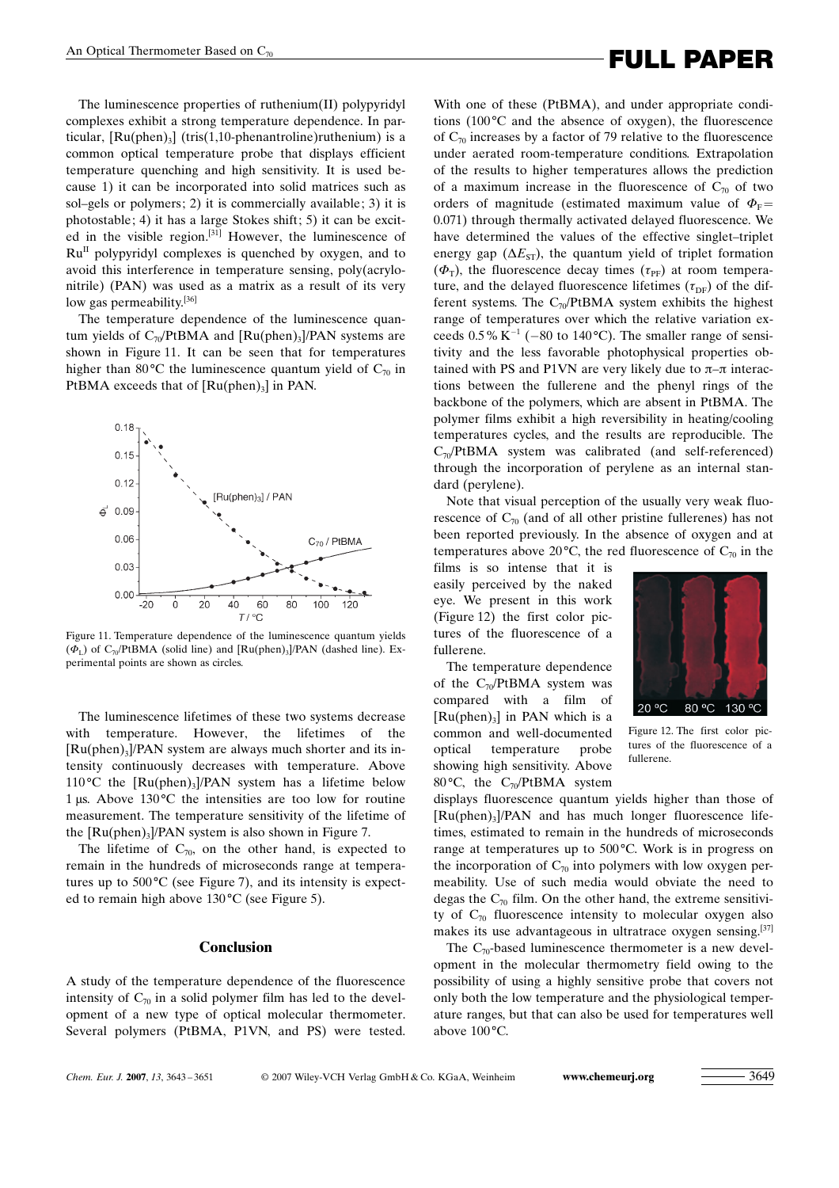The luminescence properties of ruthenium(II) polypyridyl complexes exhibit a strong temperature dependence. In particular, $[Ru(phen)_3]$ (tris(1,10-phenantroline)ruthenium) is a common optical temperature probe that displays efficient temperature quenching and high sensitivity. It is used because 1) it can be incorporated into solid matrices such as sol–gels or polymers; 2) it is commercially available; 3) it is photostable; 4) it has a large Stokes shift; 5) it can be excited in the visible region.[31] However, the luminescence of $Ru^{II}$ polypyridyl complexes is quenched by oxygen, and to avoid this interference in temperature sensing, poly(acrylonitrile) (PAN) was used as a matrix as a result of its very low gas permeability.[36]

The temperature dependence of the luminescence quantum yields of $C_{70}$/PtBMA and $[Ru(phen)_3]$/PAN systems are shown in Figure 11. It can be seen that for temperatures higher than 80 °C the luminescence quantum yield of $C_{70}$ in PtBMA exceeds that of $[Ru(phen)_3]$ in PAN.

Figure 11. Temperature dependence of the luminescence quantum yields ($\Phi_L$) of $C_{70}$/PtBMA (solid line) and $[Ru(phen)_3]$/PAN (dashed line). Experimental points are shown as circles.

The luminescence lifetimes of these two systems decrease with temperature. However, the lifetimes of the $[Ru(phen)_3]$/PAN system are always much shorter and its intensity continuously decreases with temperature. Above 110 °C the $[Ru(phen)_3]$/PAN system has a lifetime below 1 µs. Above 130 °C the intensities are too low for routine measurement. The temperature sensitivity of the lifetime of the $[Ru(phen)_3]$/PAN system is also shown in Figure 7.

The lifetime of $C_{70}$, on the other hand, is expected to remain in the hundreds of microseconds range at temperatures up to 500 °C (see Figure 7), and its intensity is expected to remain high above 130 °C (see Figure 5).

## Conclusion

A study of the temperature dependence of the fluorescence intensity of $C_{70}$ in a solid polymer film has led to the development of a new type of optical molecular thermometer. Several polymers (PtBMA, P1VN, and PS) were tested. With one of these (PtBMA), and under appropriate conditions (100 °C and the absence of oxygen), the fluorescence of $C_{70}$ increases by a factor of 79 relative to the fluorescence under aerated room-temperature conditions. Extrapolation of the results to higher temperatures allows the prediction of a maximum increase in the fluorescence of $C_{70}$ of two orders of magnitude (estimated maximum value of $\Phi_F = 0.071$) through thermally activated delayed fluorescence. We have determined the values of the effective singlet–triplet energy gap ($\Delta E_{ST}$), the quantum yield of triplet formation ($\Phi_T$), the fluorescence decay times ($\tau_{PF}$) at room temperature, and the delayed fluorescence lifetimes ($\tau_{DF}$) of the different systems. The $C_{70}$/PtBMA system exhibits the highest range of temperatures over which the relative variation exceeds 0.5 % $K^{-1}$ (−80 to 140 °C). The smaller range of sensitivity and the less favorable photophysical properties obtained with PS and P1VN are very likely due to π–π interactions between the fullerene and the phenyl rings of the backbone of the polymers, which are absent in PtBMA. The polymer films exhibit a high reversibility in heating/cooling temperatures cycles, and the results are reproducible. The $C_{70}$/PtBMA system was calibrated (and self-referenced) through the incorporation of perylene as an internal standard (perylene).

Note that visual perception of the usually very weak fluorescence of $C_{70}$ (and of all other pristine fullerenes) has not been reported previously. In the absence of oxygen and at temperatures above 20 °C, the red fluorescence of $C_{70}$ in the films is so intense that it is easily perceived by the naked eye. We present in this work (Figure 12) the first color pictures of the fluorescence of a fullerene.

Figure 12. The first color pictures of the fluorescence of a fullerene.

The temperature dependence of the $C_{70}$/PtBMA system was compared with a film of $[Ru(phen)_3]$ in PAN which is a common and well-documented optical temperature probe showing high sensitivity. Above 80 °C, the $C_{70}$/PtBMA system displays fluorescence quantum yields higher than those of $[Ru(phen)_3]$/PAN and has much longer fluorescence lifetimes, estimated to remain in the hundreds of microseconds range at temperatures up to 500 °C. Work is in progress on the incorporation of $C_{70}$ into polymers with low oxygen permeability. Use of such media would obviate the need to degas the $C_{70}$ film. On the other hand, the extreme sensitivity of $C_{70}$ fluorescence intensity to molecular oxygen also makes its use advantageous in ultratrace oxygen sensing.[37]

The $C_{70}$-based luminescence thermometer is a new development in the molecular thermometry field owing to the possibility of using a highly sensitive probe that covers not only both the low temperature and the physiological temperature ranges, but that can also be used for temperatures well above 100 °C.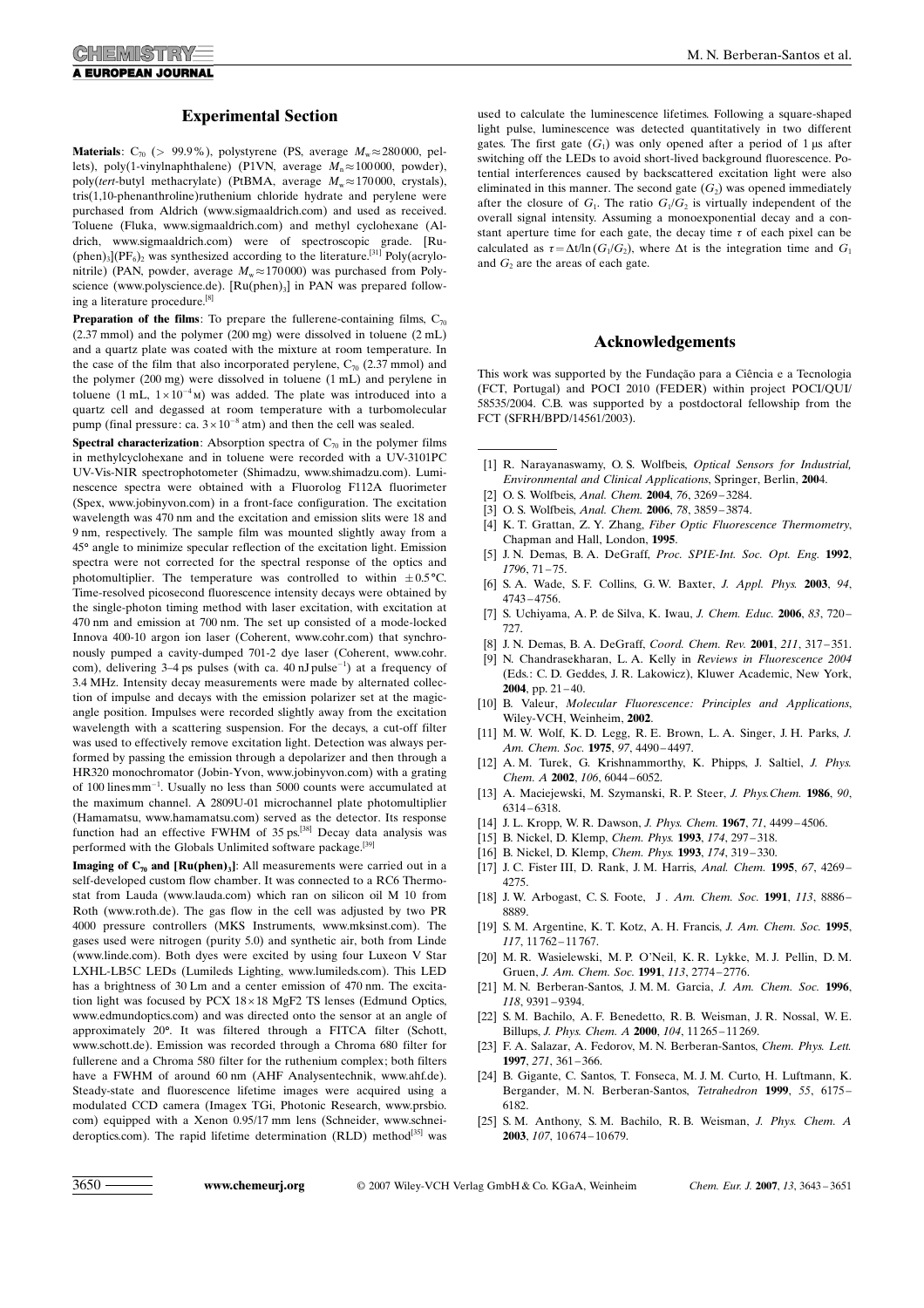## Experimental Section

**Materials**: $C_{70}$ (> 99.9%), polystyrene (PS, average $M_w \approx 280000$, pellets), poly(1-vinylnaphthalene) (P1VN, average $M_n \approx 100000$, powder), poly(*tert*-butyl methacrylate) (PtBMA, average $M_w \approx 170000$, crystals), tris(1,10-phenanthroline)ruthenium chloride hydrate and perylene were purchased from Aldrich (www.sigmaaldrich.com) and used as received. Toluene (Fluka, www.sigmaaldrich.com) and methyl cyclohexane (Aldrich, www.sigmaaldrich.com) were of spectroscopic grade. $[Ru(phen)_3](PF_6)_2$ was synthesized according to the literature.[31] Poly(acrylonitrile) (PAN, powder, average $M_w \approx 170000$) was purchased from Polyscience (www.polyscience.de). $[Ru(phen)_3]$ in PAN was prepared following a literature procedure.[8]

**Preparation of the films**: To prepare the fullerene-containing films, $C_{70}$ (2.37 mmol) and the polymer (200 mg) were dissolved in toluene (2 mL) and a quartz plate was coated with the mixture at room temperature. In the case of the film that also incorporated perylene, $C_{70}$ (2.37 mmol) and the polymer (200 mg) were dissolved in toluene (1 mL) and perylene in toluene (1 mL, $1\times10^{-4}$ M) was added. The plate was introduced into a quartz cell and degassed at room temperature with a turbomolecular pump (final pressure: ca. $3\times10^{-8}$ atm) and then the cell was sealed.

**Spectral characterization**: Absorption spectra of $C_{70}$ in the polymer films in methylcyclohexane and in toluene were recorded with a UV-3101PC UV-Vis-NIR spectrophotometer (Shimadzu, www.shimadzu.com). Luminescence spectra were obtained with a Fluorolog F112A fluorimeter (Spex, www.jobinyvon.com) in a front-face configuration. The excitation wavelength was 470 nm and the excitation and emission slits were 18 and 9 nm, respectively. The sample film was mounted slightly away from a 45° angle to minimize specular reflection of the excitation light. Emission spectra were not corrected for the spectral response of the optics and photomultiplier. The temperature was controlled to within ±0.5 °C. Time-resolved picosecond fluorescence intensity decays were obtained by the single-photon timing method with laser excitation, with excitation at 470 nm and emission at 700 nm. The set up consisted of a mode-locked Innova 400-10 argon ion laser (Coherent, www.cohr.com) that synchronously pumped a cavity-dumped 701-2 dye laser (Coherent, www.cohr.com), delivering 3–4 ps pulses (with ca. 40 nJ pulse$^{-1}$) at a frequency of 3.4 MHz. Intensity decay measurements were made by alternated collection of impulse and decays with the emission polarizer set at the magic-angle position. Impulses were recorded slightly away from the excitation wavelength with a scattering suspension. For the decays, a cut-off filter was used to effectively remove excitation light. Detection was always performed by passing the emission through a depolarizer and then through a HR320 monochromator (Jobin-Yvon, www.jobinyvon.com) with a grating of 100 lines mm$^{-1}$. Usually no less than 5000 counts were accumulated at the maximum channel. A 2809U-01 microchannel plate photomultiplier (Hamamatsu, www.hamamatsu.com) served as the detector. Its response function had an effective FWHM of 35 ps.[38] Decay data analysis was performed with the Globals Unlimited software package.[39]

**Imaging of $C_{70}$ and $[Ru(phen)_3]$**: All measurements were carried out in a self-developed custom flow chamber. It was connected to a RC6 Thermostat from Lauda (www.lauda.com) which ran on silicon oil M 10 from Roth (www.roth.de). The gas flow in the cell was adjusted by two PR 4000 pressure controllers (MKS Instruments, www.mksinst.com). The gases used were nitrogen (purity 5.0) and synthetic air, both from Linde (www.linde.com). Both dyes were excited by using four Luxeon V Star LXHL-LB5C LEDs (Lumileds Lighting, www.lumileds.com). This LED has a brightness of 30 Lm and a center emission of 470 nm. The excitation light was focused by PCX 18×18 MgF2 TS lenses (Edmund Optics, www.edmundoptics.com) and was directed onto the sensor at an angle of approximately 20°. It was filtered through a FITCA filter (Schott, www.schott.de). Emission was recorded through a Chroma 680 filter for fullerene and a Chroma 580 filter for the ruthenium complex; both filters have a FWHM of around 60 nm (AHF Analysentechnik, www.ahf.de). Steady-state and fluorescence lifetime images were acquired using a modulated CCD camera (Imagex TGi, Photonic Research, www.prsbio.com) equipped with a Xenon 0.95/17 mm lens (Schneider, www.schneideroptics.com). The rapid lifetime determination (RLD) method[35] was used to calculate the luminescence lifetimes. Following a square-shaped light pulse, luminescence was detected quantitatively in two different gates. The first gate ($G_1$) was only opened after a period of 1 μs after switching off the LEDs to avoid short-lived background fluorescence. Potential interferences caused by backscattered excitation light were also eliminated in this manner. The second gate ($G_2$) was opened immediately after the closure of $G_1$. The ratio $G_1/G_2$ is virtually independent of the overall signal intensity. Assuming a monoexponential decay and a constant aperture time for each gate, the decay time $\tau$ of each pixel can be calculated as $\tau = \Delta t/\ln(G_1/G_2)$, where $\Delta t$ is the integration time and $G_1$ and $G_2$ are the areas of each gate.

## Acknowledgements

This work was supported by the Fundação para a Ciência e a Tecnologia (FCT, Portugal) and POCI 2010 (FEDER) within project POCI/QUI/58535/2004. C.B. was supported by a postdoctoral fellowship from the FCT (SFRH/BPD/14561/2003).

---

[1] R. Narayanaswamy, O. S. Wolfbeis, *Optical Sensors for Industrial, Environmental and Clinical Applications*, Springer, Berlin, **2004**.
[2] O. S. Wolfbeis, *Anal. Chem.* **2004**, *76*, 3269–3284.
[3] O. S. Wolfbeis, *Anal. Chem.* **2006**, *78*, 3859–3874.
[4] K. T. Grattan, Z. Y. Zhang, *Fiber Optic Fluorescence Thermometry*, Chapman and Hall, London, **1995**.
[5] J. N. Demas, B. A. DeGraff, *Proc. SPIE-Int. Soc. Opt. Eng.* **1992**, *1796*, 71–75.
[6] S. A. Wade, S. F. Collins, G. W. Baxter, *J. Appl. Phys.* **2003**, *94*, 4743–4756.
[7] S. Uchiyama, A. P. de Silva, K. Iwau, *J. Chem. Educ.* **2006**, *83*, 720–727.
[8] J. N. Demas, B. A. DeGraff, *Coord. Chem. Rev.* **2001**, *211*, 317–351.
[9] N. Chandrasekharan, L. A. Kelly in *Reviews in Fluorescence 2004* (Eds.: C. D. Geddes, J. R. Lakowicz), Kluwer Academic, New York, **2004**, pp. 21–40.
[10] B. Valeur, *Molecular Fluorescence: Principles and Applications*, Wiley-VCH, Weinheim, **2002**.
[11] M. W. Wolf, K. D. Legg, R. E. Brown, L. A. Singer, J. H. Parks, *J. Am. Chem. Soc.* **1975**, *97*, 4490–4497.
[12] A. M. Turek, G. Krishnammorthy, K. Phipps, J. Saltiel, *J. Phys. Chem. A* **2002**, *106*, 6044–6052.
[13] A. Maciejewski, M. Szymanski, R. P. Steer, *J. Phys.Chem.* **1986**, *90*, 6314–6318.
[14] J. L. Kropp, W. R. Dawson, *J. Phys. Chem.* **1967**, *71*, 4499–4506.
[15] B. Nickel, D. Klemp, *Chem. Phys.* **1993**, *174*, 297–318.
[16] B. Nickel, D. Klemp, *Chem. Phys.* **1993**, *174*, 319–330.
[17] J. C. Fister III, D. Rank, J. M. Harris, *Anal. Chem.* **1995**, *67*, 4269–4275.
[18] J. W. Arbogast, C. S. Foote, J . *Am. Chem. Soc.* **1991**, *113*, 8886–8889.
[19] S. M. Argentine, K. T. Kotz, A. H. Francis, *J. Am. Chem. Soc.* **1995**, *117*, 11762–11767.
[20] M. R. Wasielewski, M. P. O'Neil, K. R. Lykke, M. J. Pellin, D. M. Gruen, *J. Am. Chem. Soc.* **1991**, *113*, 2774–2776.
[21] M. N. Berberan-Santos, J. M. M. Garcia, *J. Am. Chem. Soc.* **1996**, *118*, 9391–9394.
[22] S. M. Bachilo, A. F. Benedetto, R. B. Weisman, J. R. Nossal, W. E. Billups, *J. Phys. Chem. A* **2000**, *104*, 11265–11269.
[23] F. A. Salazar, A. Fedorov, M. N. Berberan-Santos, *Chem. Phys. Lett.* **1997**, *271*, 361–366.
[24] B. Gigante, C. Santos, T. Fonseca, M. J. M. Curto, H. Luftmann, K. Bergander, M. N. Berberan-Santos, *Tetrahedron* **1999**, *55*, 6175–6182.
[25] S. M. Anthony, S. M. Bachilo, R. B. Weisman, *J. Phys. Chem. A* **2003**, *107*, 10674–10679.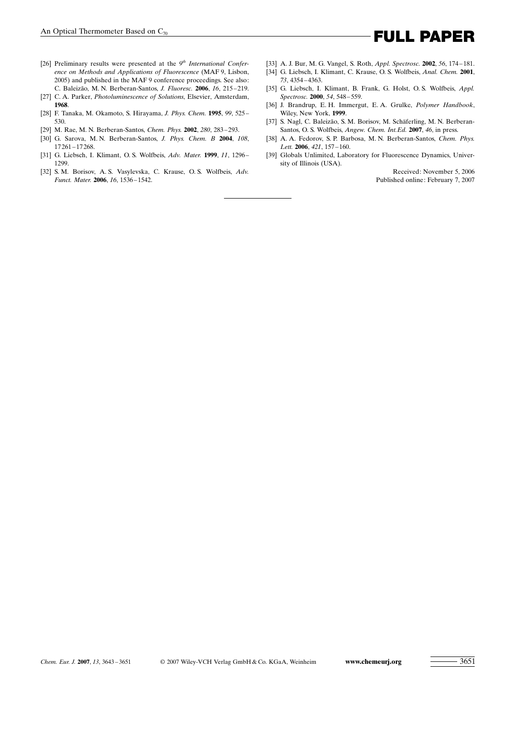[26] Preliminary results were presented at the *9th International Conference on Methods and Applications of Fluorescence* (MAF 9, Lisbon, 2005) and published in the MAF 9 conference proceedings. See also: C. Baleizão, M. N. Berberan-Santos, *J. Fluoresc.* **2006**, *16*, 215–219.

[27] C. A. Parker, *Photoluminescence of Solutions*, Elsevier, Amsterdam, **1968**.

[28] F. Tanaka, M. Okamoto, S. Hirayama, *J. Phys. Chem.* **1995**, *99*, 525–530.

[29] M. Rae, M. N. Berberan-Santos, *Chem. Phys.* **2002**, *280*, 283–293.

[30] G. Sarova, M. N. Berberan-Santos, *J. Phys. Chem. B* **2004**, *108*, 17261–17268.

[31] G. Liebsch, I. Klimant, O. S. Wolfbeis, *Adv. Mater.* **1999**, *11*, 1296–1299.

[32] S. M. Borisov, A. S. Vasylevska, C. Krause, O. S. Wolfbeis, *Adv. Funct. Mater.* **2006**, *16*, 1536–1542.

[33] A. J. Bur, M. G. Vangel, S. Roth, *Appl. Spectrosc.* **2002**, *56*, 174–181.

[34] G. Liebsch, I. Klimant, C. Krause, O. S. Wolfbeis, *Anal. Chem.* **2001**, *73*, 4354–4363.

[35] G. Liebsch, I. Klimant, B. Frank, G. Holst, O. S. Wolfbeis, *Appl. Spectrosc.* **2000**, *54*, 548–559.

[36] J. Brandrup, E. H. Immergut, E. A. Grulke, *Polymer Handbook*, Wiley, New York, **1999**.

[37] S. Nagl, C. Baleizão, S. M. Borisov, M. Schäferling, M. N. Berberan-Santos, O. S. Wolfbeis, *Angew. Chem. Int.Ed.* **2007**, *46*, in press.

[38] A. A. Fedorov, S. P. Barbosa, M. N. Berberan-Santos, *Chem. Phys. Lett.* **2006**, *421*, 157–160.

[39] Globals Unlimited, Laboratory for Fluorescence Dynamics, University of Illinois (USA).

Received: November 5, 2006
Published online: February 7, 2007